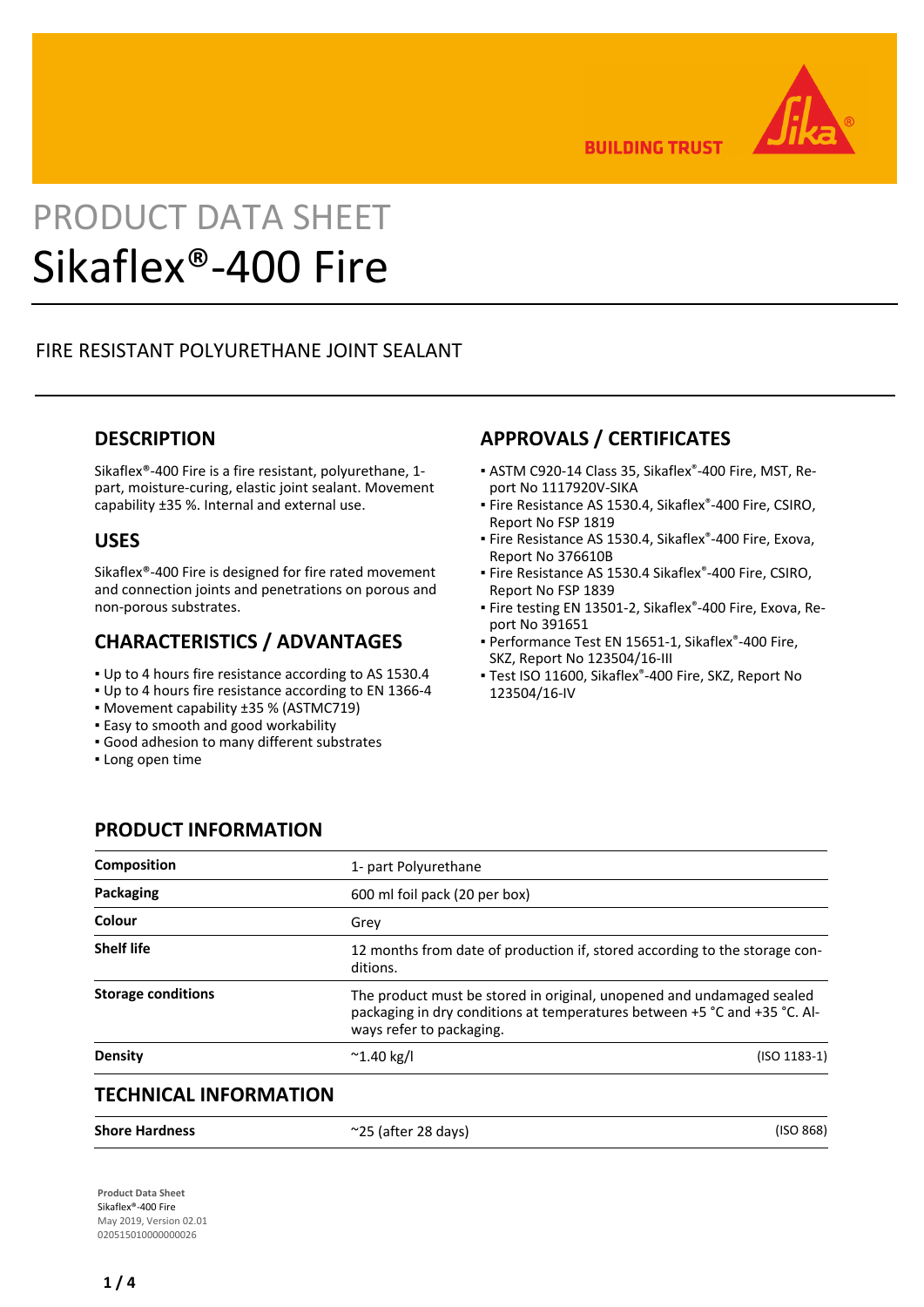BUILDING TRUST

# PRODUCT DATA SHEET
# Sikaflex®-400 Fire

FIRE RESISTANT POLYURETHANE JOINT SEALANT

## DESCRIPTION

Sikaflex®-400 Fire is a fire resistant, polyurethane, 1-part, moisture-curing, elastic joint sealant. Movement capability ±35 %. Internal and external use.

## USES

Sikaflex®-400 Fire is designed for fire rated movement and connection joints and penetrations on porous and non-porous substrates.

## CHARACTERISTICS / ADVANTAGES

- Up to 4 hours fire resistance according to AS 1530.4
- Up to 4 hours fire resistance according to EN 1366-4
- Movement capability ±35 % (ASTMC719)
- Easy to smooth and good workability
- Good adhesion to many different substrates
- Long open time

## APPROVALS / CERTIFICATES

- ASTM C920-14 Class 35, Sikaflex®-400 Fire, MST, Report No 1117920V-SIKA
- Fire Resistance AS 1530.4, Sikaflex®-400 Fire, CSIRO, Report No FSP 1819
- Fire Resistance AS 1530.4, Sikaflex®-400 Fire, Exova, Report No 376610B
- Fire Resistance AS 1530.4 Sikaflex®-400 Fire, CSIRO, Report No FSP 1839
- Fire testing EN 13501-2, Sikaflex®-400 Fire, Exova, Report No 391651
- Performance Test EN 15651-1, Sikaflex®-400 Fire, SKZ, Report No 123504/16-III
- Test ISO 11600, Sikaflex®-400 Fire, SKZ, Report No 123504/16-IV

## PRODUCT INFORMATION

| | | |
|---|---|---|
| **Composition** | 1- part Polyurethane | |
| **Packaging** | 600 ml foil pack (20 per box) | |
| **Colour** | Grey | |
| **Shelf life** | 12 months from date of production if, stored according to the storage conditions. | |
| **Storage conditions** | The product must be stored in original, unopened and undamaged sealed packaging in dry conditions at temperatures between +5 °C and +35 °C. Always refer to packaging. | |
| **Density** | ~1.40 kg/l | (ISO 1183-1) |

## TECHNICAL INFORMATION

| | | |
|---|---|---|
| **Shore Hardness** | ~25 (after 28 days) | (ISO 868) |

**Product Data Sheet**
Sikaflex®-400 Fire
May 2019, Version 02.01
020515010000000026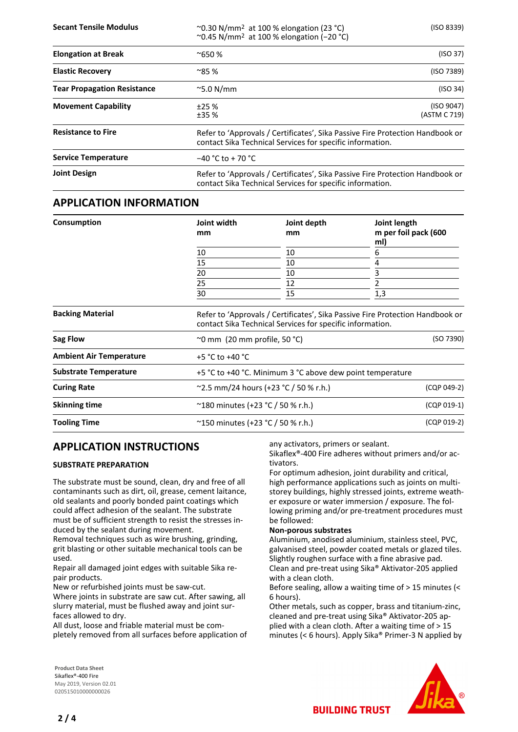| | | |
|---|---|---|
| **Secant Tensile Modulus** | ~0.30 N/mm² at 100 % elongation (23 °C)<br>~0.45 N/mm² at 100 % elongation (−20 °C) | (ISO 8339) |
| **Elongation at Break** | ~650 % | (ISO 37) |
| **Elastic Recovery** | ~85 % | (ISO 7389) |
| **Tear Propagation Resistance** | ~5.0 N/mm | (ISO 34) |
| **Movement Capability** | ±25 %<br>±35 % | (ISO 9047)<br>(ASTM C 719) |
| **Resistance to Fire** | Refer to 'Approvals / Certificates', Sika Passive Fire Protection Handbook or contact Sika Technical Services for specific information. | |
| **Service Temperature** | −40 °C to + 70 °C | |
| **Joint Design** | Refer to 'Approvals / Certificates', Sika Passive Fire Protection Handbook or contact Sika Technical Services for specific information. | |

## APPLICATION INFORMATION

**Consumption**

| Joint width mm | Joint depth mm | Joint length m per foil pack (600 ml) |
|---|---|---|
| 10 | 10 | 6 |
| 15 | 10 | 4 |
| 20 | 10 | 3 |
| 25 | 12 | 2 |
| 30 | 15 | 1,3 |

| | | |
|---|---|---|
| **Backing Material** | Refer to 'Approvals / Certificates', Sika Passive Fire Protection Handbook or contact Sika Technical Services for specific information. | |
| **Sag Flow** | ~0 mm (20 mm profile, 50 °C) | (SO 7390) |
| **Ambient Air Temperature** | +5 °C to +40 °C | |
| **Substrate Temperature** | +5 °C to +40 °C. Minimum 3 °C above dew point temperature | |
| **Curing Rate** | ~2.5 mm/24 hours (+23 °C / 50 % r.h.) | (CQP 049-2) |
| **Skinning time** | ~180 minutes (+23 °C / 50 % r.h.) | (CQP 019-1) |
| **Tooling Time** | ~150 minutes (+23 °C / 50 % r.h.) | (CQP 019-2) |

## APPLICATION INSTRUCTIONS

### SUBSTRATE PREPARATION

The substrate must be sound, clean, dry and free of all contaminants such as dirt, oil, grease, cement laitance, old sealants and poorly bonded paint coatings which could affect adhesion of the sealant. The substrate must be of sufficient strength to resist the stresses induced by the sealant during movement.
Removal techniques such as wire brushing, grinding, grit blasting or other suitable mechanical tools can be used.
Repair all damaged joint edges with suitable Sika repair products.
New or refurbished joints must be saw-cut.
Where joints in substrate are saw cut. After sawing, all slurry material, must be flushed away and joint surfaces allowed to dry.
All dust, loose and friable material must be completely removed from all surfaces before application of any activators, primers or sealant.
Sikaflex®-400 Fire adheres without primers and/or activators.
For optimum adhesion, joint durability and critical, high performance applications such as joints on multi-storey buildings, highly stressed joints, extreme weather exposure or water immersion / exposure. The following priming and/or pre-treatment procedures must be followed:

**Non-porous substrates**
Aluminium, anodised aluminium, stainless steel, PVC, galvanised steel, powder coated metals or glazed tiles. Slightly roughen surface with a fine abrasive pad. Clean and pre-treat using Sika® Aktivator-205 applied with a clean cloth.
Before sealing, allow a waiting time of > 15 minutes (< 6 hours).
Other metals, such as copper, brass and titanium-zinc, cleaned and pre-treat using Sika® Aktivator-205 applied with a clean cloth. After a waiting time of > 15 minutes (< 6 hours). Apply Sika® Primer-3 N applied by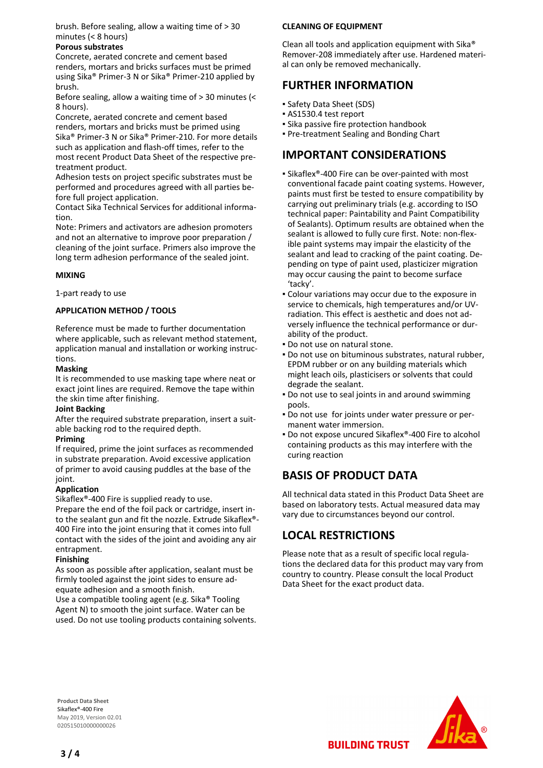brush. Before sealing, allow a waiting time of > 30 minutes (< 8 hours)

**Porous substrates**

Concrete, aerated concrete and cement based renders, mortars and bricks surfaces must be primed using Sika® Primer-3 N or Sika® Primer-210 applied by brush.

Before sealing, allow a waiting time of > 30 minutes (< 8 hours).

Concrete, aerated concrete and cement based renders, mortars and bricks must be primed using Sika® Primer-3 N or Sika® Primer-210. For more details such as application and flash-off times, refer to the most recent Product Data Sheet of the respective pre-treatment product.

Adhesion tests on project specific substrates must be performed and procedures agreed with all parties before full project application.

Contact Sika Technical Services for additional information.

Note: Primers and activators are adhesion promoters and not an alternative to improve poor preparation / cleaning of the joint surface. Primers also improve the long term adhesion performance of the sealed joint.

### MIXING

1-part ready to use

### APPLICATION METHOD / TOOLS

Reference must be made to further documentation where applicable, such as relevant method statement, application manual and installation or working instructions.

**Masking**

It is recommended to use masking tape where neat or exact joint lines are required. Remove the tape within the skin time after finishing.

**Joint Backing**

After the required substrate preparation, insert a suitable backing rod to the required depth.

**Priming**

If required, prime the joint surfaces as recommended in substrate preparation. Avoid excessive application of primer to avoid causing puddles at the base of the joint.

**Application**

Sikaflex®-400 Fire is supplied ready to use.

Prepare the end of the foil pack or cartridge, insert into the sealant gun and fit the nozzle. Extrude Sikaflex®-400 Fire into the joint ensuring that it comes into full contact with the sides of the joint and avoiding any air entrapment.

**Finishing**

As soon as possible after application, sealant must be firmly tooled against the joint sides to ensure adequate adhesion and a smooth finish.

Use a compatible tooling agent (e.g. Sika® Tooling Agent N) to smooth the joint surface. Water can be used. Do not use tooling products containing solvents.

### CLEANING OF EQUIPMENT

Clean all tools and application equipment with Sika® Remover-208 immediately after use. Hardened material can only be removed mechanically.

## FURTHER INFORMATION

- Safety Data Sheet (SDS)
- AS1530.4 test report
- Sika passive fire protection handbook
- Pre-treatment Sealing and Bonding Chart

## IMPORTANT CONSIDERATIONS

- Sikaflex®-400 Fire can be over-painted with most conventional facade paint coating systems. However, paints must first be tested to ensure compatibility by carrying out preliminary trials (e.g. according to ISO technical paper: Paintability and Paint Compatibility of Sealants). Optimum results are obtained when the sealant is allowed to fully cure first. Note: non-flexible paint systems may impair the elasticity of the sealant and lead to cracking of the paint coating. Depending on type of paint used, plasticizer migration may occur causing the paint to become surface 'tacky'.
- Colour variations may occur due to the exposure in service to chemicals, high temperatures and/or UV-radiation. This effect is aesthetic and does not adversely influence the technical performance or durability of the product.
- Do not use on natural stone.
- Do not use on bituminous substrates, natural rubber, EPDM rubber or on any building materials which might leach oils, plasticisers or solvents that could degrade the sealant.
- Do not use to seal joints in and around swimming pools.
- Do not use for joints under water pressure or permanent water immersion.
- Do not expose uncured Sikaflex®-400 Fire to alcohol containing products as this may interfere with the curing reaction

## BASIS OF PRODUCT DATA

All technical data stated in this Product Data Sheet are based on laboratory tests. Actual measured data may vary due to circumstances beyond our control.

## LOCAL RESTRICTIONS

Please note that as a result of specific local regulations the declared data for this product may vary from country to country. Please consult the local Product Data Sheet for the exact product data.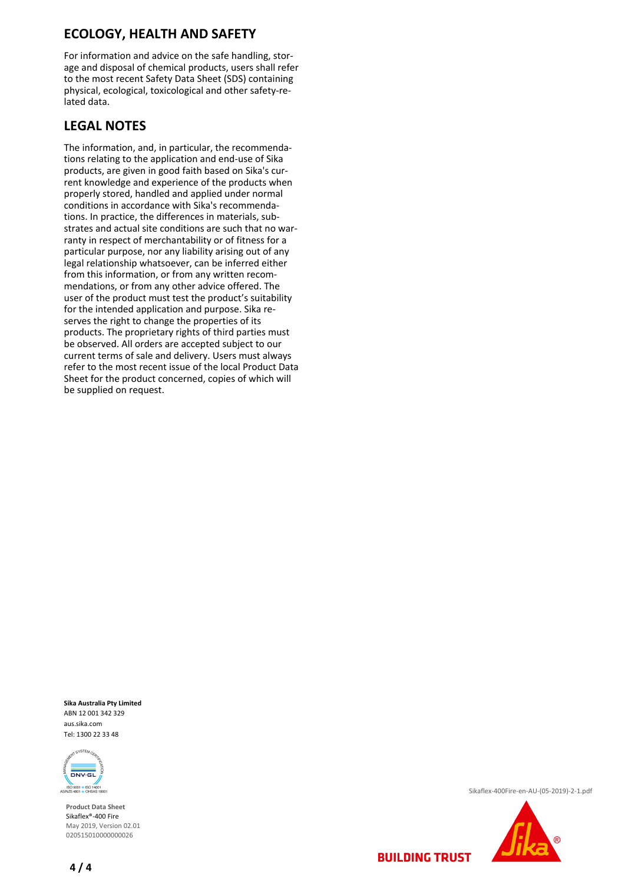## ECOLOGY, HEALTH AND SAFETY

For information and advice on the safe handling, storage and disposal of chemical products, users shall refer to the most recent Safety Data Sheet (SDS) containing physical, ecological, toxicological and other safety-related data.

## LEGAL NOTES

The information, and, in particular, the recommendations relating to the application and end-use of Sika products, are given in good faith based on Sika's current knowledge and experience of the products when properly stored, handled and applied under normal conditions in accordance with Sika's recommendations. In practice, the differences in materials, substrates and actual site conditions are such that no warranty in respect of merchantability or of fitness for a particular purpose, nor any liability arising out of any legal relationship whatsoever, can be inferred either from this information, or from any written recommendations, or from any other advice offered. The user of the product must test the product's suitability for the intended application and purpose. Sika reserves the right to change the properties of its products. The proprietary rights of third parties must be observed. All orders are accepted subject to our current terms of sale and delivery. Users must always refer to the most recent issue of the local Product Data Sheet for the product concerned, copies of which will be supplied on request.

**Sika Australia Pty Limited**
ABN 12 001 342 329
aus.sika.com
Tel: 1300 22 33 48

ISO 9001 ■ ISO 14001
AS/NZS 4801 ■ OHSAS 18001

**Product Data Sheet**
Sikaflex®-400 Fire
May 2019, Version 02.01
020515010000000026

Sikaflex-400Fire-en-AU-(05-2019)-2-1.pdf

**BUILDING TRUST**